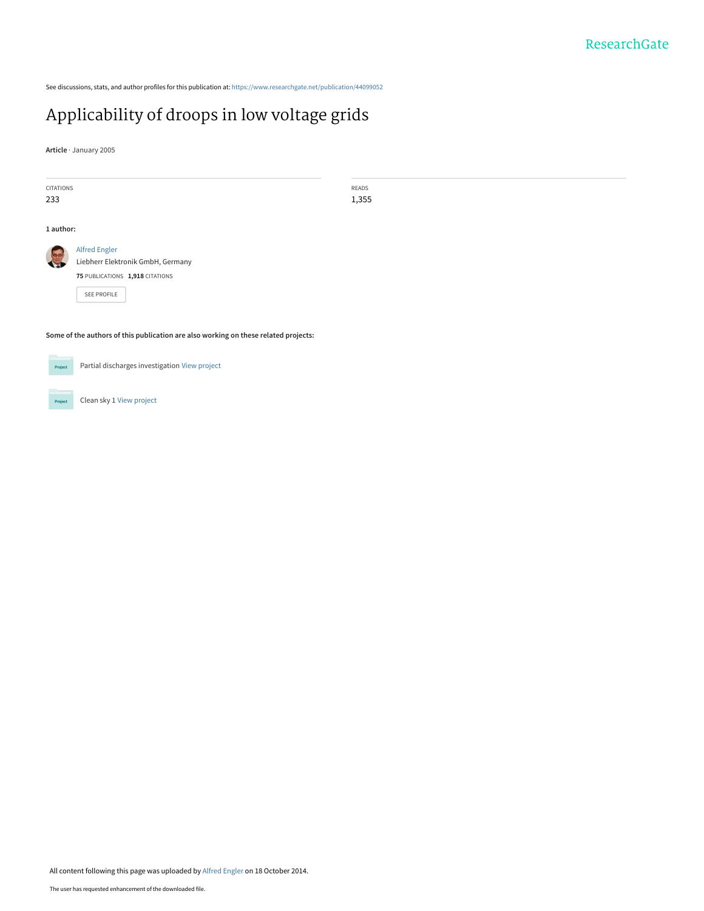See discussions, stats, and author profiles for this publication at: https://www.researchgate.net/publication/44099052

# Applicability of droops in low voltage grids

**Article** · January 2005

| CITATIONS | READS |
| --- | --- |
| 233 | 1,355 |

**1 author:**

Alfred Engler
Liebherr Elektronik GmbH, Germany
**75** PUBLICATIONS **1,918** CITATIONS

SEE PROFILE

**Some of the authors of this publication are also working on these related projects:**

Partial discharges investigation View project

Clean sky 1 View project

All content following this page was uploaded by Alfred Engler on 18 October 2014.

The user has requested enhancement of the downloaded file.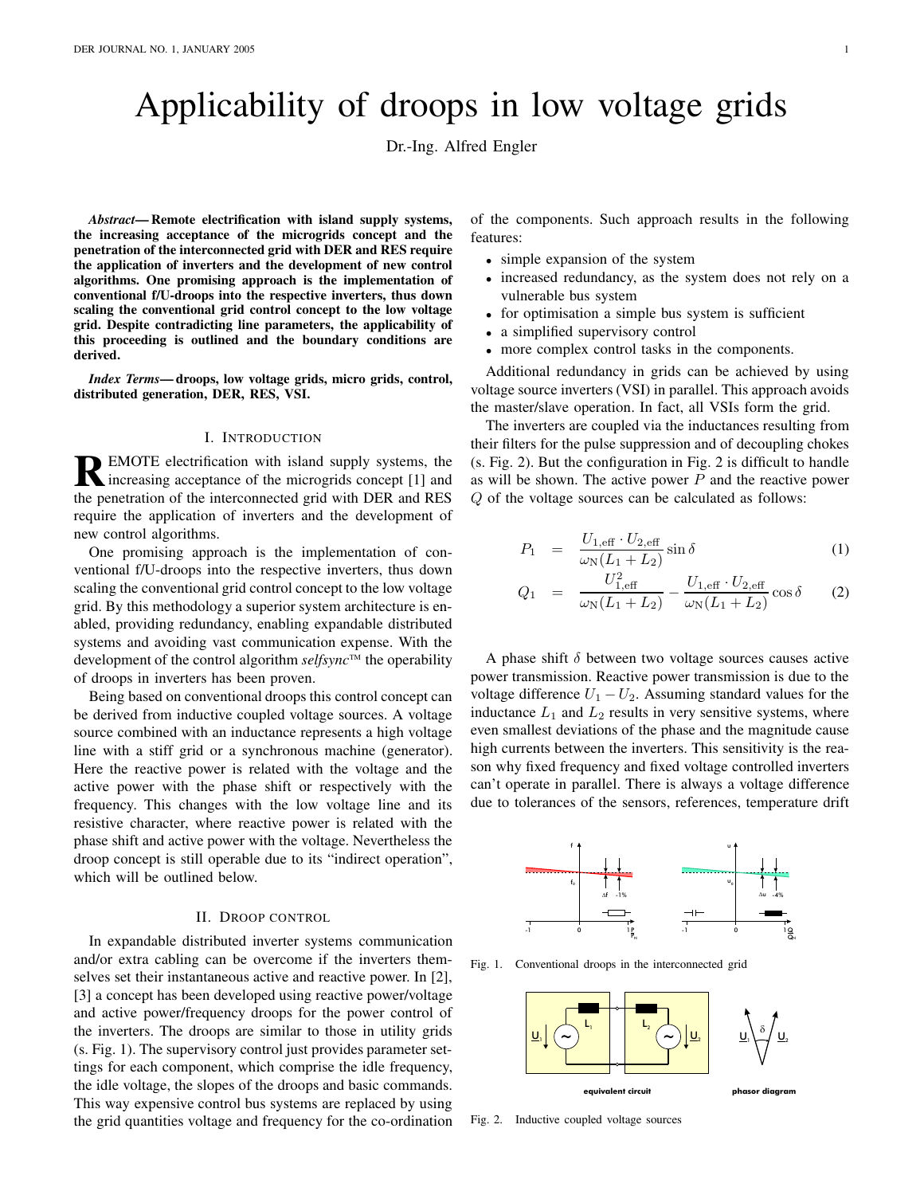# Applicability of droops in low voltage grids

Dr.-Ing. Alfred Engler

***Abstract*— Remote electrification with island supply systems, the increasing acceptance of the microgrids concept and the penetration of the interconnected grid with DER and RES require the application of inverters and the development of new control algorithms. One promising approach is the implementation of conventional f/U-droops into the respective inverters, thus down scaling the conventional grid control concept to the low voltage grid. Despite contradicting line parameters, the applicability of this proceeding is outlined and the boundary conditions are derived.**

***Index Terms*— droops, low voltage grids, micro grids, control, distributed generation, DER, RES, VSI.**

## I. Introduction

Remote electrification with island supply systems, the increasing acceptance of the microgrids concept [1] and the penetration of the interconnected grid with DER and RES require the application of inverters and the development of new control algorithms.

One promising approach is the implementation of conventional f/U-droops into the respective inverters, thus down scaling the conventional grid control concept to the low voltage grid. By this methodology a superior system architecture is enabled, providing redundancy, enabling expandable distributed systems and avoiding vast communication expense. With the development of the control algorithm *selfsync*™ the operability of droops in inverters has been proven.

Being based on conventional droops this control concept can be derived from inductive coupled voltage sources. A voltage source combined with an inductance represents a high voltage line with a stiff grid or a synchronous machine (generator). Here the reactive power is related with the voltage and the active power with the phase shift or respectively with the frequency. This changes with the low voltage line and its resistive character, where reactive power is related with the phase shift and active power with the voltage. Nevertheless the droop concept is still operable due to its "indirect operation", which will be outlined below.

## II. Droop control

In expandable distributed inverter systems communication and/or extra cabling can be overcome if the inverters themselves set their instantaneous active and reactive power. In [2], [3] a concept has been developed using reactive power/voltage and active power/frequency droops for the power control of the inverters. The droops are similar to those in utility grids (s. Fig. 1). The supervisory control just provides parameter settings for each component, which comprise the idle frequency, the idle voltage, the slopes of the droops and basic commands. This way expensive control bus systems are replaced by using the grid quantities voltage and frequency for the co-ordination of the components. Such approach results in the following features:

- simple expansion of the system
- increased redundancy, as the system does not rely on a vulnerable bus system
- for optimisation a simple bus system is sufficient
- a simplified supervisory control
- more complex control tasks in the components.

Additional redundancy in grids can be achieved by using voltage source inverters (VSI) in parallel. This approach avoids the master/slave operation. In fact, all VSIs form the grid.

The inverters are coupled via the inductances resulting from their filters for the pulse suppression and of decoupling chokes (s. Fig. 2). But the configuration in Fig. 2 is difficult to handle as will be shown. The active power $P$ and the reactive power $Q$ of the voltage sources can be calculated as follows:

$$P_1 = \frac{U_{1,\mathrm{eff}} \cdot U_{2,\mathrm{eff}}}{\omega_\mathrm{N}(L_1 + L_2)} \sin\delta \tag{1}$$

$$Q_1 = \frac{U_{1,\mathrm{eff}}^2}{\omega_\mathrm{N}(L_1 + L_2)} - \frac{U_{1,\mathrm{eff}} \cdot U_{2,\mathrm{eff}}}{\omega_\mathrm{N}(L_1 + L_2)} \cos\delta \tag{2}$$

A phase shift $\delta$ between two voltage sources causes active power transmission. Reactive power transmission is due to the voltage difference $U_1 - U_2$. Assuming standard values for the inductance $L_1$ and $L_2$ results in very sensitive systems, where even smallest deviations of the phase and the magnitude cause high currents between the inverters. This sensitivity is the reason why fixed frequency and fixed voltage controlled inverters can't operate in parallel. There is always a voltage difference due to tolerances of the sensors, references, temperature drift

Fig. 1. Conventional droops in the interconnected grid

Fig. 2. Inductive coupled voltage sources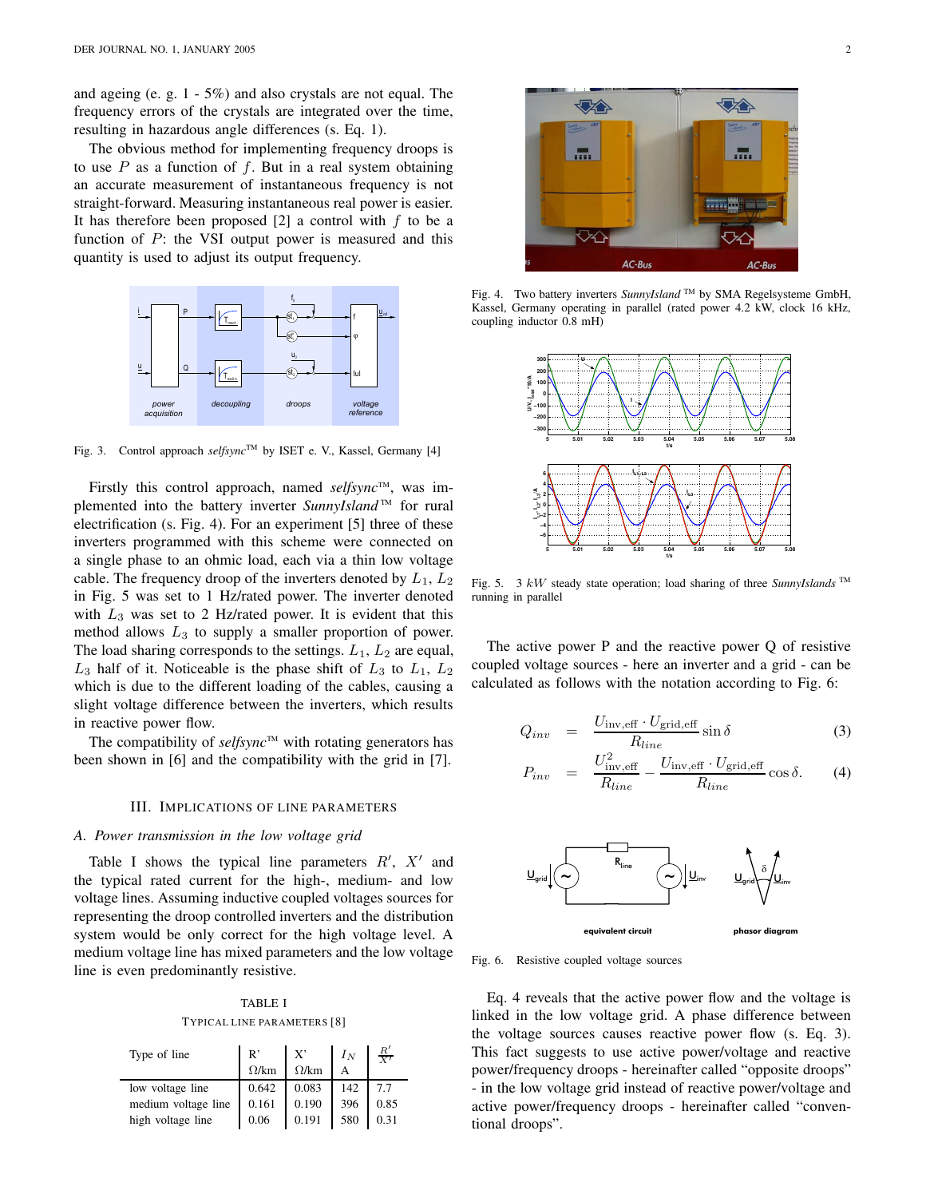and ageing (e. g. 1 - 5%) and also crystals are not equal. The frequency errors of the crystals are integrated over the time, resulting in hazardous angle differences (s. Eq. 1).

The obvious method for implementing frequency droops is to use $P$ as a function of $f$. But in a real system obtaining an accurate measurement of instantaneous frequency is not straight-forward. Measuring instantaneous real power is easier. It has therefore been proposed [2] a control with $f$ to be a function of $P$: the VSI output power is measured and this quantity is used to adjust its output frequency.

Fig. 3. Control approach *selfsync*™ by ISET e. V., Kassel, Germany [4]

Firstly this control approach, named *selfsync*™, was implemented into the battery inverter *SunnyIsland*™ for rural electrification (s. Fig. 4). For an experiment [5] three of these inverters programmed with this scheme were connected on a single phase to an ohmic load, each via a thin low voltage cable. The frequency droop of the inverters denoted by $L_1$, $L_2$ in Fig. 5 was set to 1 Hz/rated power. The inverter denoted with $L_3$ was set to 2 Hz/rated power. It is evident that this method allows $L_3$ to supply a smaller proportion of power. The load sharing corresponds to the settings. $L_1$, $L_2$ are equal, $L_3$ half of it. Noticeable is the phase shift of $L_3$ to $L_1$, $L_2$ which is due to the different loading of the cables, causing a slight voltage difference between the inverters, which results in reactive power flow.

The compatibility of *selfsync*™ with rotating generators has been shown in [6] and the compatibility with the grid in [7].

Fig. 4. Two battery inverters *SunnyIsland*™ by SMA Regelsysteme GmbH, Kassel, Germany operating in parallel (rated power 4.2 kW, clock 16 kHz, coupling inductor 0.8 mH)

Fig. 5. 3 $kW$ steady state operation; load sharing of three *SunnyIslands*™ running in parallel

## III. Implications of Line Parameters

### A. Power transmission in the low voltage grid

Table I shows the typical line parameters $R'$, $X'$ and the typical rated current for the high-, medium- and low voltage lines. Assuming inductive coupled voltages sources for representing the droop controlled inverters and the distribution system would be only correct for the high voltage level. A medium voltage line has mixed parameters and the low voltage line is even predominantly resistive.

TABLE I
Typical line parameters [8]

| Type of line | R' Ω/km | X' Ω/km | $I_N$ A | $\frac{R'}{X'}$ |
|---|---|---|---|---|
| low voltage line | 0.642 | 0.083 | 142 | 7.7 |
| medium voltage line | 0.161 | 0.190 | 396 | 0.85 |
| high voltage line | 0.06 | 0.191 | 580 | 0.31 |

The active power P and the reactive power Q of resistive coupled voltage sources - here an inverter and a grid - can be calculated as follows with the notation according to Fig. 6:

$$Q_{inv} = \frac{U_{\text{inv,eff}} \cdot U_{\text{grid,eff}}}{R_{line}} \sin \delta \tag{3}$$

$$P_{inv} = \frac{U_{\text{inv,eff}}^2}{R_{line}} - \frac{U_{\text{inv,eff}} \cdot U_{\text{grid,eff}}}{R_{line}} \cos \delta. \tag{4}$$

Fig. 6. Resistive coupled voltage sources

Eq. 4 reveals that the active power flow and the voltage is linked in the low voltage grid. A phase difference between the voltage sources causes reactive power flow (s. Eq. 3). This fact suggests to use active power/voltage and reactive power/frequency droops - hereinafter called "opposite droops" - in the low voltage grid instead of reactive power/voltage and active power/frequency droops - hereinafter called "conventional droops".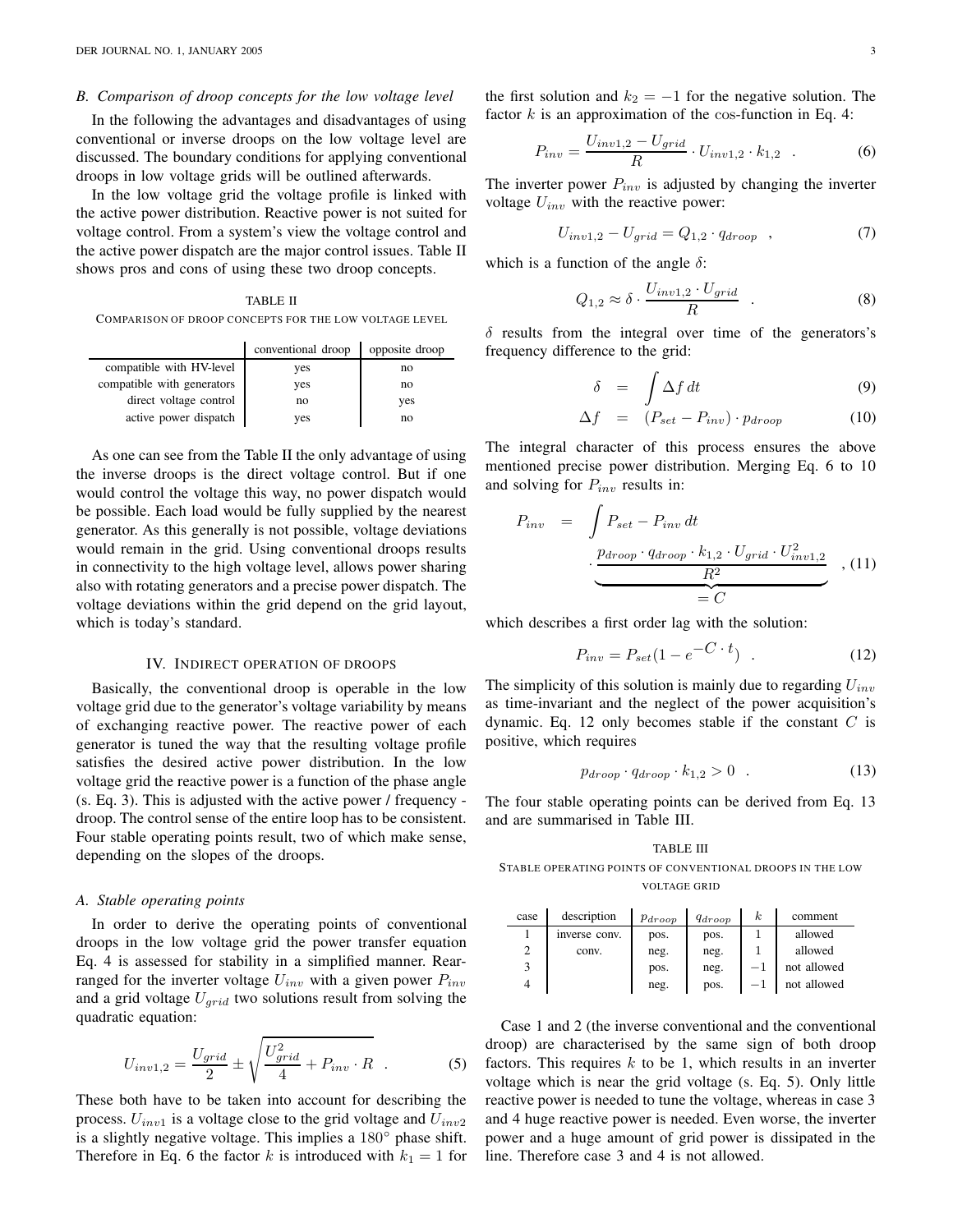### B. Comparison of droop concepts for the low voltage level

In the following the advantages and disadvantages of using conventional or inverse droops on the low voltage level are discussed. The boundary conditions for applying conventional droops in low voltage grids will be outlined afterwards.

In the low voltage grid the voltage profile is linked with the active power distribution. Reactive power is not suited for voltage control. From a system's view the voltage control and the active power dispatch are the major control issues. Table II shows pros and cons of using these two droop concepts.

TABLE II
COMPARISON OF DROOP CONCEPTS FOR THE LOW VOLTAGE LEVEL

| | conventional droop | opposite droop |
|---|---|---|
| compatible with HV-level | yes | no |
| compatible with generators | yes | no |
| direct voltage control | no | yes |
| active power dispatch | yes | no |

As one can see from the Table II the only advantage of using the inverse droops is the direct voltage control. But if one would control the voltage this way, no power dispatch would be possible. Each load would be fully supplied by the nearest generator. As this generally is not possible, voltage deviations would remain in the grid. Using conventional droops results in connectivity to the high voltage level, allows power sharing also with rotating generators and a precise power dispatch. The voltage deviations within the grid depend on the grid layout, which is today's standard.

## IV. Indirect operation of droops

Basically, the conventional droop is operable in the low voltage grid due to the generator's voltage variability by means of exchanging reactive power. The reactive power of each generator is tuned the way that the resulting voltage profile satisfies the desired active power distribution. In the low voltage grid the reactive power is a function of the phase angle (s. Eq. 3). This is adjusted with the active power / frequency - droop. The control sense of the entire loop has to be consistent. Four stable operating points result, two of which make sense, depending on the slopes of the droops.

### A. Stable operating points

In order to derive the operating points of conventional droops in the low voltage grid the power transfer equation Eq. 4 is assessed for stability in a simplified manner. Rearranged for the inverter voltage $U_{inv}$ with a given power $P_{inv}$ and a grid voltage $U_{grid}$ two solutions result from solving the quadratic equation:

$$U_{inv1,2} = \frac{U_{grid}}{2} \pm \sqrt{\frac{U_{grid}^2}{4} + P_{inv} \cdot R} \quad . \tag{5}$$

These both have to be taken into account for describing the process. $U_{inv1}$ is a voltage close to the grid voltage and $U_{inv2}$ is a slightly negative voltage. This implies a $180^\circ$ phase shift. Therefore in Eq. 6 the factor $k$ is introduced with $k_1 = 1$ for the first solution and $k_2 = -1$ for the negative solution. The factor $k$ is an approximation of the cos-function in Eq. 4:

$$P_{inv} = \frac{U_{inv1,2} - U_{grid}}{R} \cdot U_{inv1,2} \cdot k_{1,2} \quad . \tag{6}$$

The inverter power $P_{inv}$ is adjusted by changing the inverter voltage $U_{inv}$ with the reactive power:

$$U_{inv1,2} - U_{grid} = Q_{1,2} \cdot q_{droop} \quad , \tag{7}$$

which is a function of the angle $\delta$:

$$Q_{1,2} \approx \delta \cdot \frac{U_{inv1,2} \cdot U_{grid}}{R} \quad . \tag{8}$$

$\delta$ results from the integral over time of the generators's frequency difference to the grid:

$$\delta = \int \Delta f \, dt \tag{9}$$

$$\Delta f = (P_{set} - P_{inv}) \cdot p_{droop} \tag{10}$$

The integral character of this process ensures the above mentioned precise power distribution. Merging Eq. 6 to 10 and solving for $P_{inv}$ results in:

$$P_{inv} = \int P_{set} - P_{inv} \, dt \cdot \underbrace{\frac{p_{droop} \cdot q_{droop} \cdot k_{1,2} \cdot U_{grid} \cdot U_{inv1,2}^2}{R^2}}_{=C} \quad , \tag{11}$$

which describes a first order lag with the solution:

$$P_{inv} = P_{set}(1 - e^{-C \cdot t}) \quad . \tag{12}$$

The simplicity of this solution is mainly due to regarding $U_{inv}$ as time-invariant and the neglect of the power acquisition's dynamic. Eq. 12 only becomes stable if the constant $C$ is positive, which requires

$$p_{droop} \cdot q_{droop} \cdot k_{1,2} > 0 \quad . \tag{13}$$

The four stable operating points can be derived from Eq. 13 and are summarised in Table III.

TABLE III
STABLE OPERATING POINTS OF CONVENTIONAL DROOPS IN THE LOW VOLTAGE GRID

| case | description | $p_{droop}$ | $q_{droop}$ | $k$ | comment |
|---|---|---|---|---|---|
| 1 | inverse conv. | pos. | pos. | 1 | allowed |
| 2 | conv. | neg. | neg. | 1 | allowed |
| 3 | | pos. | neg. | $-1$ | not allowed |
| 4 | | neg. | pos. | $-1$ | not allowed |

Case 1 and 2 (the inverse conventional and the conventional droop) are characterised by the same sign of both droop factors. This requires $k$ to be 1, which results in an inverter voltage which is near the grid voltage (s. Eq. 5). Only little reactive power is needed to tune the voltage, whereas in case 3 and 4 huge reactive power is needed. Even worse, the inverter power and a huge amount of grid power is dissipated in the line. Therefore case 3 and 4 is not allowed.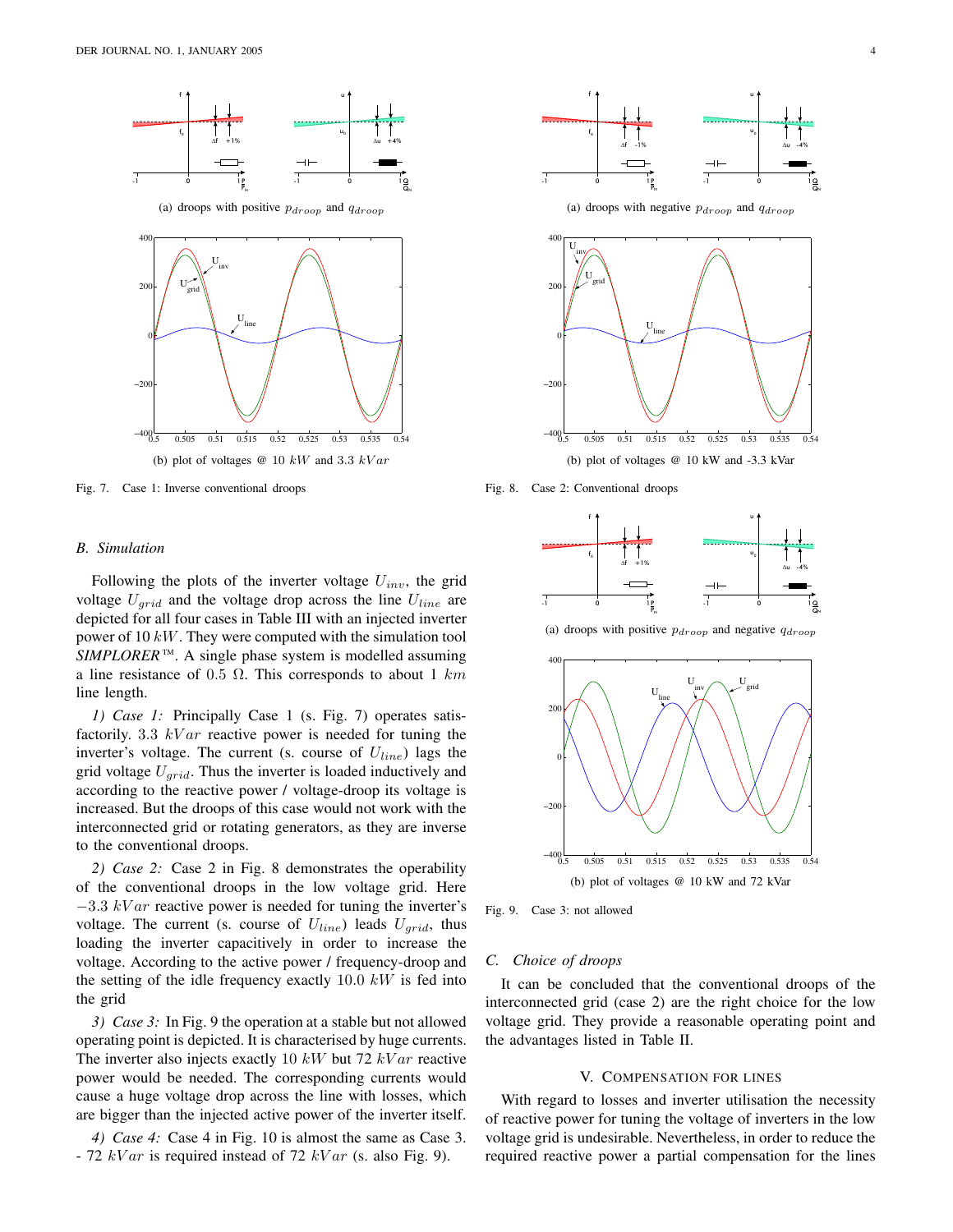(a) droops with positive $p_{droop}$ and $q_{droop}$

(b) plot of voltages @ 10 $kW$ and 3.3 $kVar$

Fig. 7. Case 1: Inverse conventional droops

(a) droops with negative $p_{droop}$ and $q_{droop}$

(b) plot of voltages @ 10 kW and -3.3 kVar

Fig. 8. Case 2: Conventional droops

(a) droops with positive $p_{droop}$ and negative $q_{droop}$

(b) plot of voltages @ 10 kW and 72 kVar

Fig. 9. Case 3: not allowed

### B. Simulation

Following the plots of the inverter voltage $U_{inv}$, the grid voltage $U_{grid}$ and the voltage drop across the line $U_{line}$ are depicted for all four cases in Table III with an injected inverter power of 10 $kW$. They were computed with the simulation tool *SIMPLORER*™. A single phase system is modelled assuming a line resistance of 0.5 Ω. This corresponds to about 1 $km$ line length.

*1) Case 1:* Principally Case 1 (s. Fig. 7) operates satisfactorily. 3.3 $kVar$ reactive power is needed for tuning the inverter's voltage. The current (s. course of $U_{line}$) lags the grid voltage $U_{grid}$. Thus the inverter is loaded inductively and according to the reactive power / voltage-droop its voltage is increased. But the droops of this case would not work with the interconnected grid or rotating generators, as they are inverse to the conventional droops.

*2) Case 2:* Case 2 in Fig. 8 demonstrates the operability of the conventional droops in the low voltage grid. Here $-3.3$ $kVar$ reactive power is needed for tuning the inverter's voltage. The current (s. course of $U_{line}$) leads $U_{grid}$, thus loading the inverter capacitively in order to increase the voltage. According to the active power / frequency-droop and the setting of the idle frequency exactly 10.0 $kW$ is fed into the grid

*3) Case 3:* In Fig. 9 the operation at a stable but not allowed operating point is depicted. It is characterised by huge currents. The inverter also injects exactly 10 $kW$ but 72 $kVar$ reactive power would be needed. The corresponding currents would cause a huge voltage drop across the line with losses, which are bigger than the injected active power of the inverter itself.

*4) Case 4:* Case 4 in Fig. 10 is almost the same as Case 3. - 72 $kVar$ is required instead of 72 $kVar$ (s. also Fig. 9).

### C. Choice of droops

It can be concluded that the conventional droops of the interconnected grid (case 2) are the right choice for the low voltage grid. They provide a reasonable operating point and the advantages listed in Table II.

## V. Compensation for Lines

With regard to losses and inverter utilisation the necessity of reactive power for tuning the voltage of inverters in the low voltage grid is undesirable. Nevertheless, in order to reduce the required reactive power a partial compensation for the lines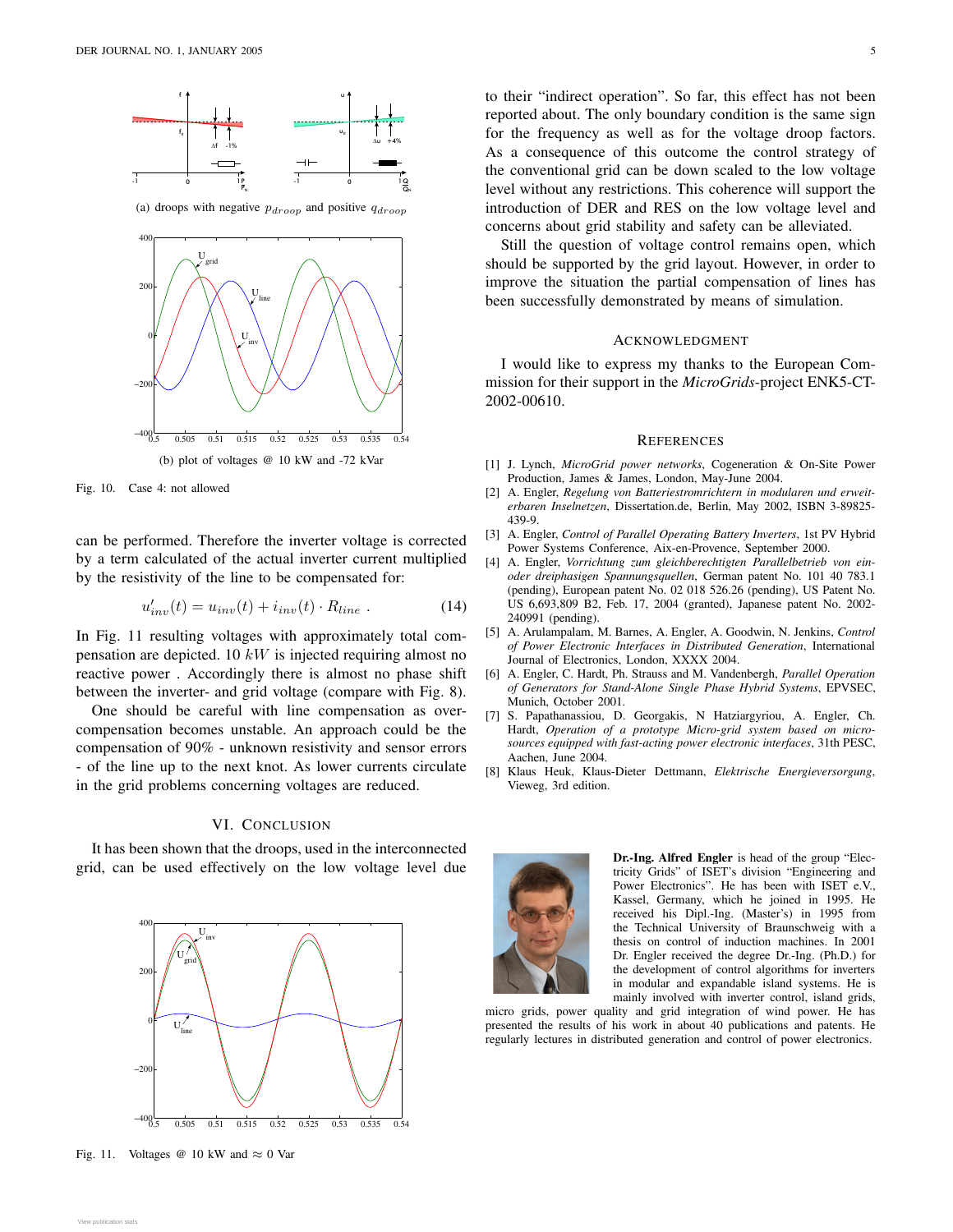f

$f_0$

$\Delta f$ -1%

-1 0 1 $\frac{P}{P_N}$

u

$u_0$

$\Delta u$ +4%

-1 0 1 $\frac{Q}{Q_N}$

(a) droops with negative $p_{droop}$ and positive $q_{droop}$

400

200

0

−200

−400

0.5 0.505 0.51 0.515 0.52 0.525 0.53 0.535 0.54

U grid

U line

U inv

(b) plot of voltages @ 10 kW and -72 kVar

Fig. 10. Case 4: not allowed

can be performed. Therefore the inverter voltage is corrected by a term calculated of the actual inverter current multiplied by the resistivity of the line to be compensated for:

$$u'_{inv}(t) = u_{inv}(t) + i_{inv}(t) \cdot R_{line} \ . \tag{14}$$

In Fig. 11 resulting voltages with approximately total compensation are depicted. 10 $kW$ is injected requiring almost no reactive power . Accordingly there is almost no phase shift between the inverter- and grid voltage (compare with Fig. 8).

One should be careful with line compensation as overcompensation becomes unstable. An approach could be the compensation of 90% - unknown resistivity and sensor errors - of the line up to the next knot. As lower currents circulate in the grid problems concerning voltages are reduced.

## VI. Conclusion

It has been shown that the droops, used in the interconnected grid, can be used effectively on the low voltage level due to their "indirect operation". So far, this effect has not been reported about. The only boundary condition is the same sign for the frequency as well as for the voltage droop factors. As a consequence of this outcome the control strategy of the conventional grid can be down scaled to the low voltage level without any restrictions. This coherence will support the introduction of DER and RES on the low voltage level and concerns about grid stability and safety can be alleviated.

Still the question of voltage control remains open, which should be supported by the grid layout. However, in order to improve the situation the partial compensation of lines has been successfully demonstrated by means of simulation.

400

200

0

−200

−400

0.5 0.505 0.51 0.515 0.52 0.525 0.53 0.535 0.54

U inv

U grid

U line

Fig. 11. Voltages @ 10 kW and ≈ 0 Var

## Acknowledgment

I would like to express my thanks to the European Commission for their support in the *MicroGrids*-project ENK5-CT-2002-00610.

## References

[1] J. Lynch, *MicroGrid power networks*, Cogeneration & On-Site Power Production, James & James, London, May-June 2004.

[2] A. Engler, *Regelung von Batteriestromrichtern in modularen und erweiterbaren Inselnetzen*, Dissertation.de, Berlin, May 2002, ISBN 3-89825-439-9.

[3] A. Engler, *Control of Parallel Operating Battery Inverters*, 1st PV Hybrid Power Systems Conference, Aix-en-Provence, September 2000.

[4] A. Engler, *Vorrichtung zum gleichberechtigten Parallelbetrieb von ein- oder dreiphasigen Spannungsquellen*, German patent No. 101 40 783.1 (pending), European patent No. 02 018 526.26 (pending), US Patent No. US 6,693,809 B2, Feb. 17, 2004 (granted), Japanese patent No. 2002-240991 (pending).

[5] A. Arulampalam, M. Barnes, A. Engler, A. Goodwin, N. Jenkins, *Control of Power Electronic Interfaces in Distributed Generation*, International Journal of Electronics, London, XXXX 2004.

[6] A. Engler, C. Hardt, Ph. Strauss and M. Vandenbergh, *Parallel Operation of Generators for Stand-Alone Single Phase Hybrid Systems*, EPVSEC, Munich, October 2001.

[7] S. Papathanassiou, D. Georgakis, N Hatziargyriou, A. Engler, Ch. Hardt, *Operation of a prototype Micro-grid system based on micro-sources equipped with fast-acting power electronic interfaces*, 31th PESC, Aachen, June 2004.

[8] Klaus Heuk, Klaus-Dieter Dettmann, *Elektrische Energieversorgung*, Vieweg, 3rd edition.

**Dr.-Ing. Alfred Engler** is head of the group "Electricity Grids" of ISET's division "Engineering and Power Electronics". He has been with ISET e.V., Kassel, Germany, which he joined in 1995. He received his Dipl.-Ing. (Master's) in 1995 from the Technical University of Braunschweig with a thesis on control of induction machines. In 2001 Dr. Engler received the degree Dr.-Ing. (Ph.D.) for the development of control algorithms for inverters in modular and expandable island systems. He is mainly involved with inverter control, island grids, micro grids, power quality and grid integration of wind power. He has presented the results of his work in about 40 publications and patents. He regularly lectures in distributed generation and control of power electronics.